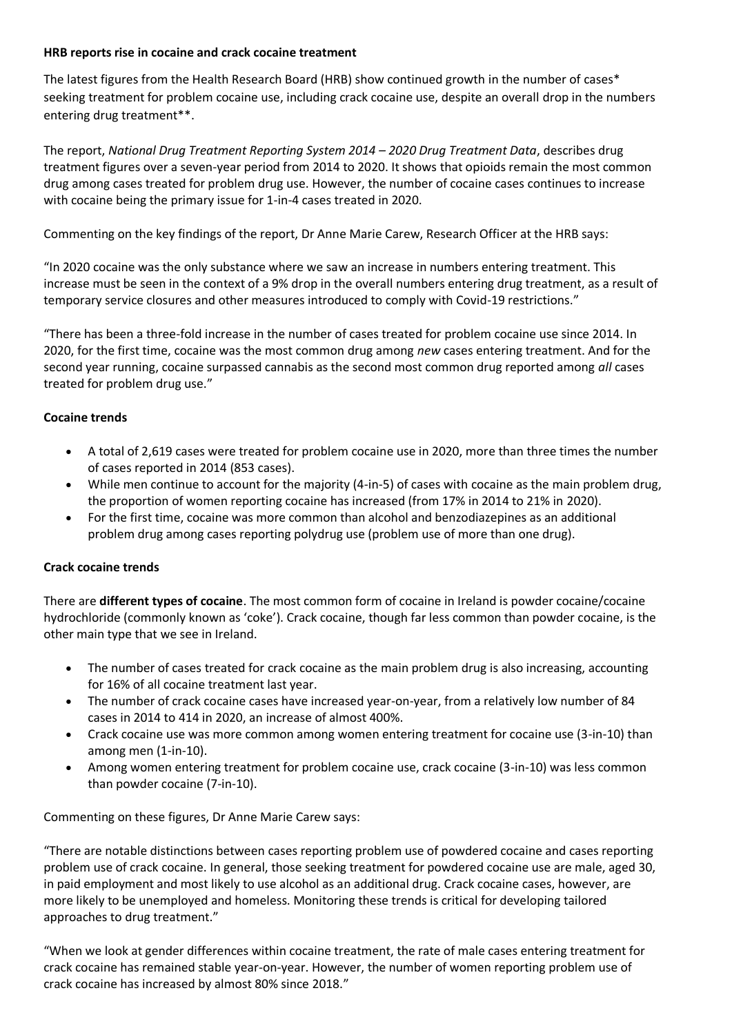**HRB reports rise in cocaine and crack cocaine treatment**

The latest figures from the Health Research Board (HRB) show continued growth in the number of cases* seeking treatment for problem cocaine use, including crack cocaine use, despite an overall drop in the numbers entering drug treatment**.

The report, *National Drug Treatment Reporting System 2014 – 2020 Drug Treatment Data*, describes drug treatment figures over a seven-year period from 2014 to 2020. It shows that opioids remain the most common drug among cases treated for problem drug use. However, the number of cocaine cases continues to increase with cocaine being the primary issue for 1-in-4 cases treated in 2020.

Commenting on the key findings of the report, Dr Anne Marie Carew, Research Officer at the HRB says:

"In 2020 cocaine was the only substance where we saw an increase in numbers entering treatment. This increase must be seen in the context of a 9% drop in the overall numbers entering drug treatment, as a result of temporary service closures and other measures introduced to comply with Covid-19 restrictions."

"There has been a three-fold increase in the number of cases treated for problem cocaine use since 2014. In 2020, for the first time, cocaine was the most common drug among *new* cases entering treatment. And for the second year running, cocaine surpassed cannabis as the second most common drug reported among *all* cases treated for problem drug use."

**Cocaine trends**

- A total of 2,619 cases were treated for problem cocaine use in 2020, more than three times the number of cases reported in 2014 (853 cases).
- While men continue to account for the majority (4-in-5) of cases with cocaine as the main problem drug, the proportion of women reporting cocaine has increased (from 17% in 2014 to 21% in 2020).
- For the first time, cocaine was more common than alcohol and benzodiazepines as an additional problem drug among cases reporting polydrug use (problem use of more than one drug).

**Crack cocaine trends**

There are **different types of cocaine**. The most common form of cocaine in Ireland is powder cocaine/cocaine hydrochloride (commonly known as 'coke'). Crack cocaine, though far less common than powder cocaine, is the other main type that we see in Ireland.

- The number of cases treated for crack cocaine as the main problem drug is also increasing, accounting for 16% of all cocaine treatment last year.
- The number of crack cocaine cases have increased year-on-year, from a relatively low number of 84 cases in 2014 to 414 in 2020, an increase of almost 400%.
- Crack cocaine use was more common among women entering treatment for cocaine use (3-in-10) than among men (1-in-10).
- Among women entering treatment for problem cocaine use, crack cocaine (3-in-10) was less common than powder cocaine (7-in-10).

Commenting on these figures, Dr Anne Marie Carew says:

"There are notable distinctions between cases reporting problem use of powdered cocaine and cases reporting problem use of crack cocaine. In general, those seeking treatment for powdered cocaine use are male, aged 30, in paid employment and most likely to use alcohol as an additional drug. Crack cocaine cases, however, are more likely to be unemployed and homeless. Monitoring these trends is critical for developing tailored approaches to drug treatment."

"When we look at gender differences within cocaine treatment, the rate of male cases entering treatment for crack cocaine has remained stable year-on-year. However, the number of women reporting problem use of crack cocaine has increased by almost 80% since 2018."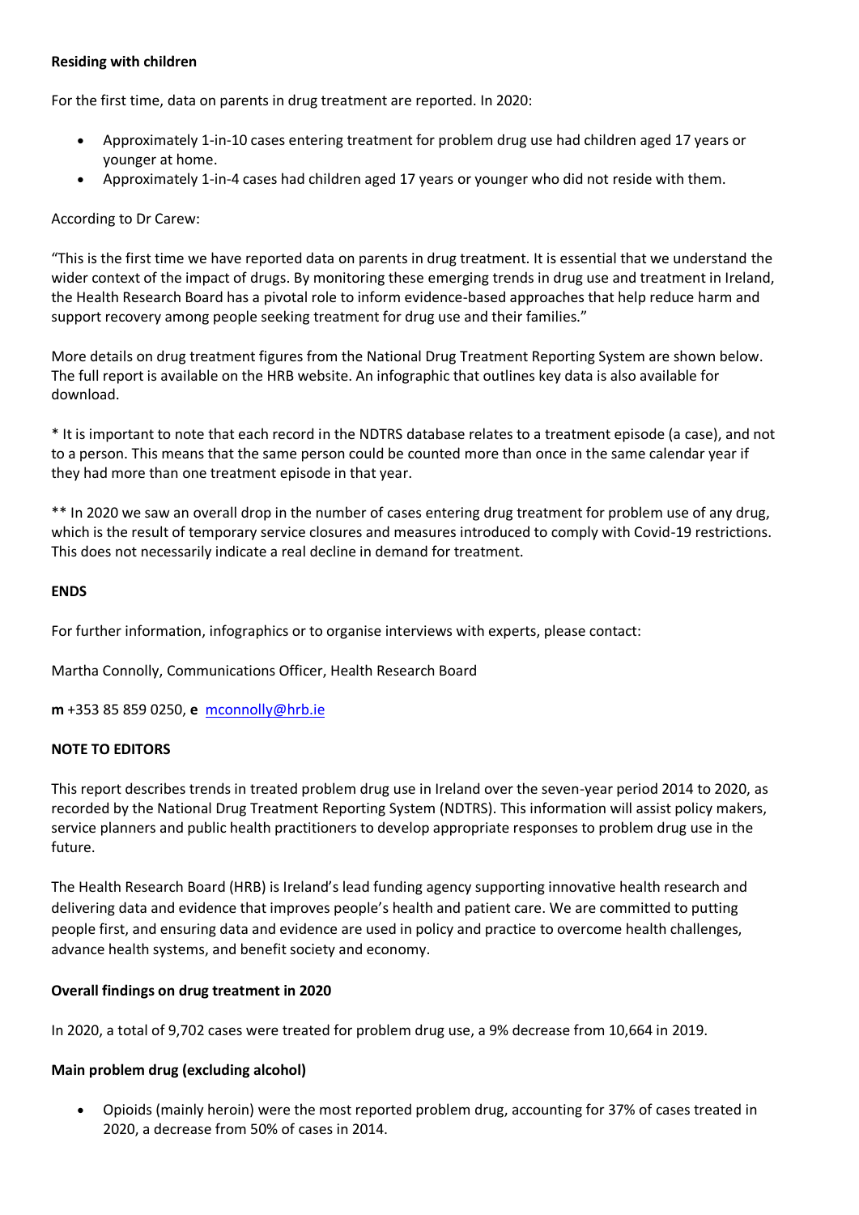**Residing with children**

For the first time, data on parents in drug treatment are reported. In 2020:

- Approximately 1-in-10 cases entering treatment for problem drug use had children aged 17 years or younger at home.
- Approximately 1-in-4 cases had children aged 17 years or younger who did not reside with them.

According to Dr Carew:

"This is the first time we have reported data on parents in drug treatment. It is essential that we understand the wider context of the impact of drugs. By monitoring these emerging trends in drug use and treatment in Ireland, the Health Research Board has a pivotal role to inform evidence-based approaches that help reduce harm and support recovery among people seeking treatment for drug use and their families."

More details on drug treatment figures from the National Drug Treatment Reporting System are shown below. The full report is available on the HRB website. An infographic that outlines key data is also available for download.

* It is important to note that each record in the NDTRS database relates to a treatment episode (a case), and not to a person. This means that the same person could be counted more than once in the same calendar year if they had more than one treatment episode in that year.

** In 2020 we saw an overall drop in the number of cases entering drug treatment for problem use of any drug, which is the result of temporary service closures and measures introduced to comply with Covid-19 restrictions. This does not necessarily indicate a real decline in demand for treatment.

**ENDS**

For further information, infographics or to organise interviews with experts, please contact:

Martha Connolly, Communications Officer, Health Research Board

**m** +353 85 859 0250, **e** mconnolly@hrb.ie

**NOTE TO EDITORS**

This report describes trends in treated problem drug use in Ireland over the seven-year period 2014 to 2020, as recorded by the National Drug Treatment Reporting System (NDTRS). This information will assist policy makers, service planners and public health practitioners to develop appropriate responses to problem drug use in the future.

The Health Research Board (HRB) is Ireland's lead funding agency supporting innovative health research and delivering data and evidence that improves people's health and patient care. We are committed to putting people first, and ensuring data and evidence are used in policy and practice to overcome health challenges, advance health systems, and benefit society and economy.

**Overall findings on drug treatment in 2020**

In 2020, a total of 9,702 cases were treated for problem drug use, a 9% decrease from 10,664 in 2019.

**Main problem drug (excluding alcohol)**

- Opioids (mainly heroin) were the most reported problem drug, accounting for 37% of cases treated in 2020, a decrease from 50% of cases in 2014.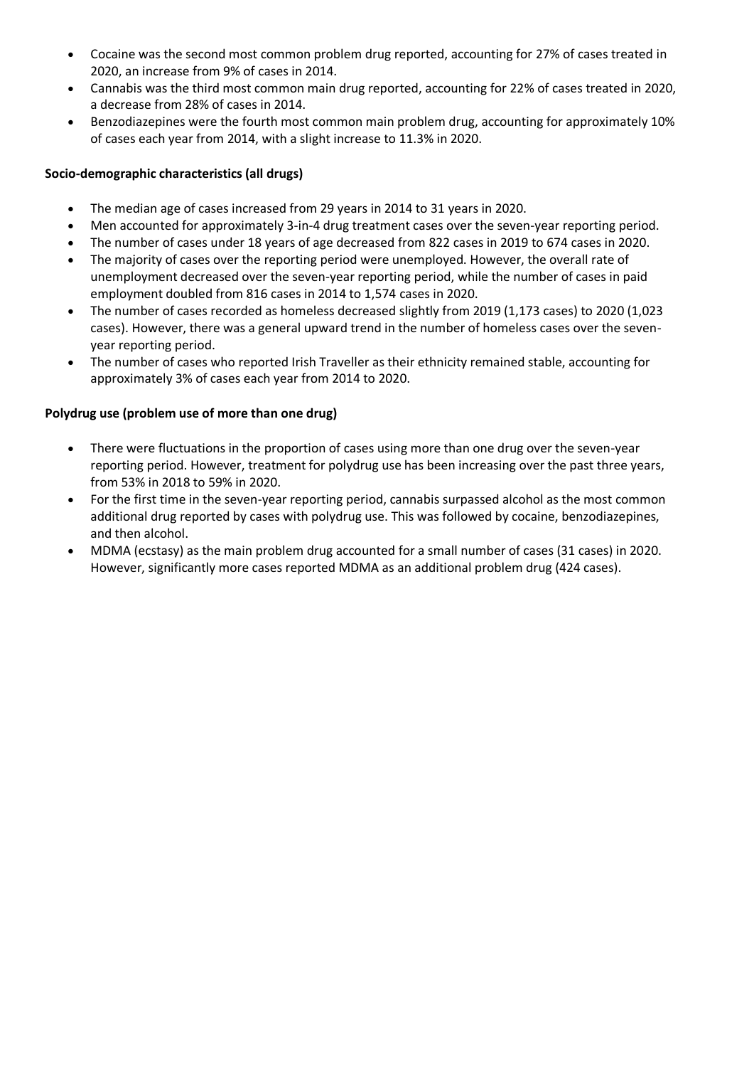- Cocaine was the second most common problem drug reported, accounting for 27% of cases treated in 2020, an increase from 9% of cases in 2014.
- Cannabis was the third most common main drug reported, accounting for 22% of cases treated in 2020, a decrease from 28% of cases in 2014.
- Benzodiazepines were the fourth most common main problem drug, accounting for approximately 10% of cases each year from 2014, with a slight increase to 11.3% in 2020.

**Socio-demographic characteristics (all drugs)**

- The median age of cases increased from 29 years in 2014 to 31 years in 2020.
- Men accounted for approximately 3-in-4 drug treatment cases over the seven-year reporting period.
- The number of cases under 18 years of age decreased from 822 cases in 2019 to 674 cases in 2020.
- The majority of cases over the reporting period were unemployed. However, the overall rate of unemployment decreased over the seven-year reporting period, while the number of cases in paid employment doubled from 816 cases in 2014 to 1,574 cases in 2020.
- The number of cases recorded as homeless decreased slightly from 2019 (1,173 cases) to 2020 (1,023 cases). However, there was a general upward trend in the number of homeless cases over the seven-year reporting period.
- The number of cases who reported Irish Traveller as their ethnicity remained stable, accounting for approximately 3% of cases each year from 2014 to 2020.

**Polydrug use (problem use of more than one drug)**

- There were fluctuations in the proportion of cases using more than one drug over the seven-year reporting period. However, treatment for polydrug use has been increasing over the past three years, from 53% in 2018 to 59% in 2020.
- For the first time in the seven-year reporting period, cannabis surpassed alcohol as the most common additional drug reported by cases with polydrug use. This was followed by cocaine, benzodiazepines, and then alcohol.
- MDMA (ecstasy) as the main problem drug accounted for a small number of cases (31 cases) in 2020. However, significantly more cases reported MDMA as an additional problem drug (424 cases).